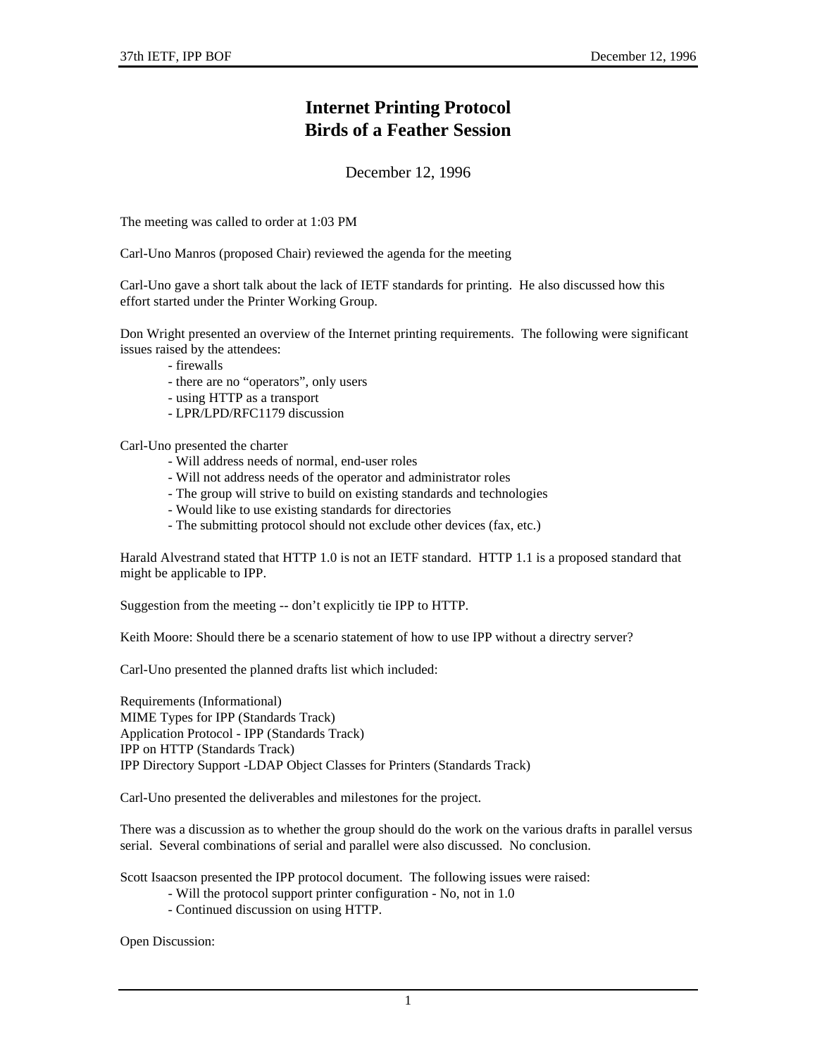# Internet Printing Protocol
# Birds of a Feather Session

December 12, 1996

The meeting was called to order at 1:03 PM

Carl-Uno Manros (proposed Chair) reviewed the agenda for the meeting

Carl-Uno gave a short talk about the lack of IETF standards for printing. He also discussed how this effort started under the Printer Working Group.

Don Wright presented an overview of the Internet printing requirements. The following were significant issues raised by the attendees:

- firewalls
- there are no "operators", only users
- using HTTP as a transport
- LPR/LPD/RFC1179 discussion

Carl-Uno presented the charter

- Will address needs of normal, end-user roles
- Will not address needs of the operator and administrator roles
- The group will strive to build on existing standards and technologies
- Would like to use existing standards for directories
- The submitting protocol should not exclude other devices (fax, etc.)

Harald Alvestrand stated that HTTP 1.0 is not an IETF standard. HTTP 1.1 is a proposed standard that might be applicable to IPP.

Suggestion from the meeting -- don't explicitly tie IPP to HTTP.

Keith Moore: Should there be a scenario statement of how to use IPP without a directry server?

Carl-Uno presented the planned drafts list which included:

Requirements (Informational)
MIME Types for IPP (Standards Track)
Application Protocol - IPP (Standards Track)
IPP on HTTP (Standards Track)
IPP Directory Support -LDAP Object Classes for Printers (Standards Track)

Carl-Uno presented the deliverables and milestones for the project.

There was a discussion as to whether the group should do the work on the various drafts in parallel versus serial. Several combinations of serial and parallel were also discussed. No conclusion.

Scott Isaacson presented the IPP protocol document. The following issues were raised:

- Will the protocol support printer configuration - No, not in 1.0
- Continued discussion on using HTTP.

Open Discussion: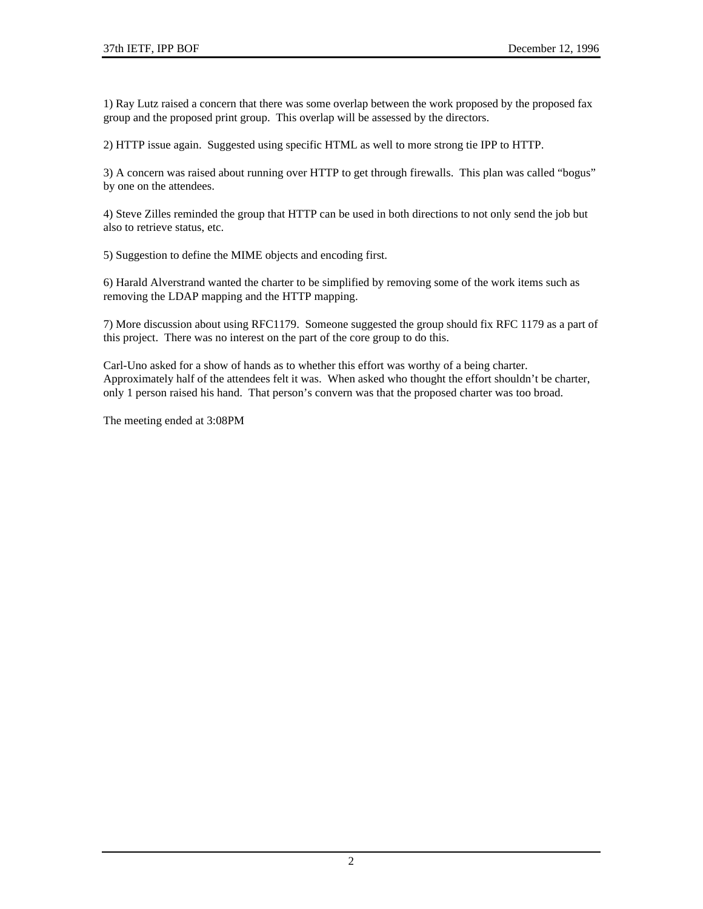1) Ray Lutz raised a concern that there was some overlap between the work proposed by the proposed fax group and the proposed print group. This overlap will be assessed by the directors.

2) HTTP issue again. Suggested using specific HTML as well to more strong tie IPP to HTTP.

3) A concern was raised about running over HTTP to get through firewalls. This plan was called "bogus" by one on the attendees.

4) Steve Zilles reminded the group that HTTP can be used in both directions to not only send the job but also to retrieve status, etc.

5) Suggestion to define the MIME objects and encoding first.

6) Harald Alverstrand wanted the charter to be simplified by removing some of the work items such as removing the LDAP mapping and the HTTP mapping.

7) More discussion about using RFC1179. Someone suggested the group should fix RFC 1179 as a part of this project. There was no interest on the part of the core group to do this.

Carl-Uno asked for a show of hands as to whether this effort was worthy of a being charter. Approximately half of the attendees felt it was. When asked who thought the effort shouldn't be charter, only 1 person raised his hand. That person's convern was that the proposed charter was too broad.

The meeting ended at 3:08PM